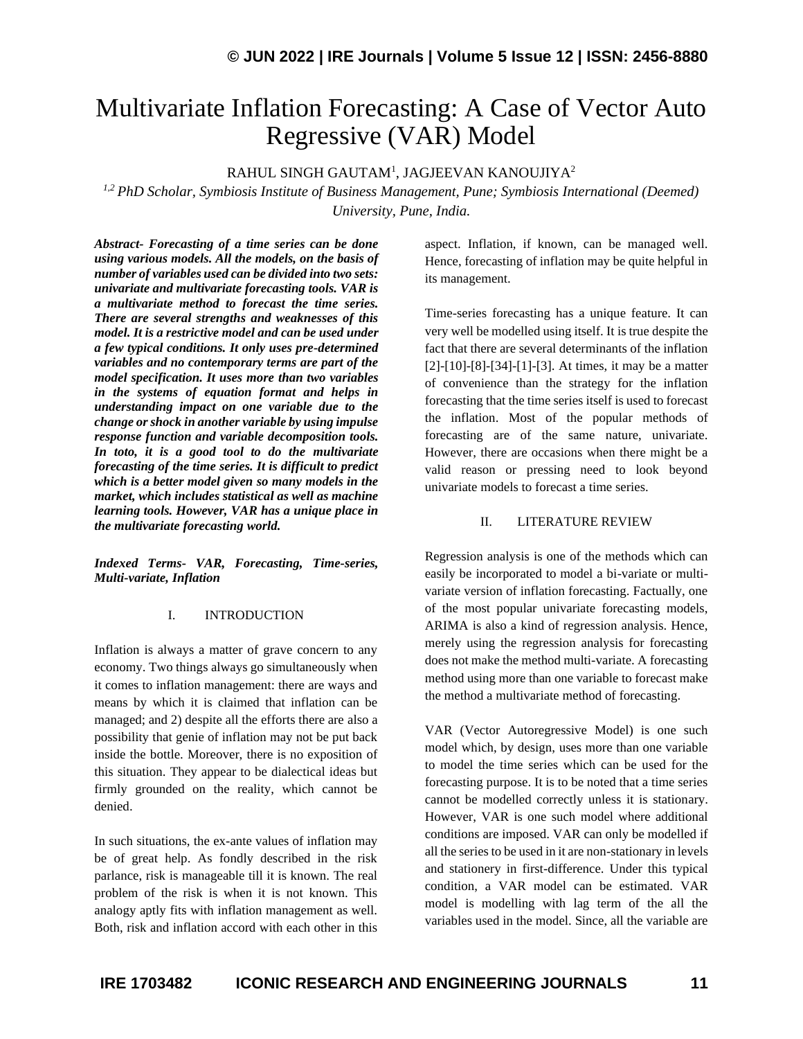# Multivariate Inflation Forecasting: A Case of Vector Auto Regressive (VAR) Model

RAHUL SINGH GAUTAM[1], JAGJEEVAN KANOUJIYA[2]

[1,2] *PhD Scholar, Symbiosis Institute of Business Management, Pune; Symbiosis International (Deemed) University, Pune, India.*

***Abstract- Forecasting of a time series can be done using various models. All the models, on the basis of number of variables used can be divided into two sets: univariate and multivariate forecasting tools. VAR is a multivariate method to forecast the time series. There are several strengths and weaknesses of this model. It is a restrictive model and can be used under a few typical conditions. It only uses pre-determined variables and no contemporary terms are part of the model specification. It uses more than two variables in the systems of equation format and helps in understanding impact on one variable due to the change or shock in another variable by using impulse response function and variable decomposition tools. In toto, it is a good tool to do the multivariate forecasting of the time series. It is difficult to predict which is a better model given so many models in the market, which includes statistical as well as machine learning tools. However, VAR has a unique place in the multivariate forecasting world.***

***Indexed Terms- VAR, Forecasting, Time-series, Multi-variate, Inflation***

## I. INTRODUCTION

Inflation is always a matter of grave concern to any economy. Two things always go simultaneously when it comes to inflation management: there are ways and means by which it is claimed that inflation can be managed; and 2) despite all the efforts there are also a possibility that genie of inflation may not be put back inside the bottle. Moreover, there is no exposition of this situation. They appear to be dialectical ideas but firmly grounded on the reality, which cannot be denied.

In such situations, the ex-ante values of inflation may be of great help. As fondly described in the risk parlance, risk is manageable till it is known. The real problem of the risk is when it is not known. This analogy aptly fits with inflation management as well. Both, risk and inflation accord with each other in this aspect. Inflation, if known, can be managed well. Hence, forecasting of inflation may be quite helpful in its management.

Time-series forecasting has a unique feature. It can very well be modelled using itself. It is true despite the fact that there are several determinants of the inflation [2]-[10]-[8]-[34]-[1]-[3]. At times, it may be a matter of convenience than the strategy for the inflation forecasting that the time series itself is used to forecast the inflation. Most of the popular methods of forecasting are of the same nature, univariate. However, there are occasions when there might be a valid reason or pressing need to look beyond univariate models to forecast a time series.

## II. LITERATURE REVIEW

Regression analysis is one of the methods which can easily be incorporated to model a bi-variate or multi-variate version of inflation forecasting. Factually, one of the most popular univariate forecasting models, ARIMA is also a kind of regression analysis. Hence, merely using the regression analysis for forecasting does not make the method multi-variate. A forecasting method using more than one variable to forecast make the method a multivariate method of forecasting.

VAR (Vector Autoregressive Model) is one such model which, by design, uses more than one variable to model the time series which can be used for the forecasting purpose. It is to be noted that a time series cannot be modelled correctly unless it is stationary. However, VAR is one such model where additional conditions are imposed. VAR can only be modelled if all the series to be used in it are non-stationary in levels and stationery in first-difference. Under this typical condition, a VAR model can be estimated. VAR model is modelling with lag term of the all the variables used in the model. Since, all the variable are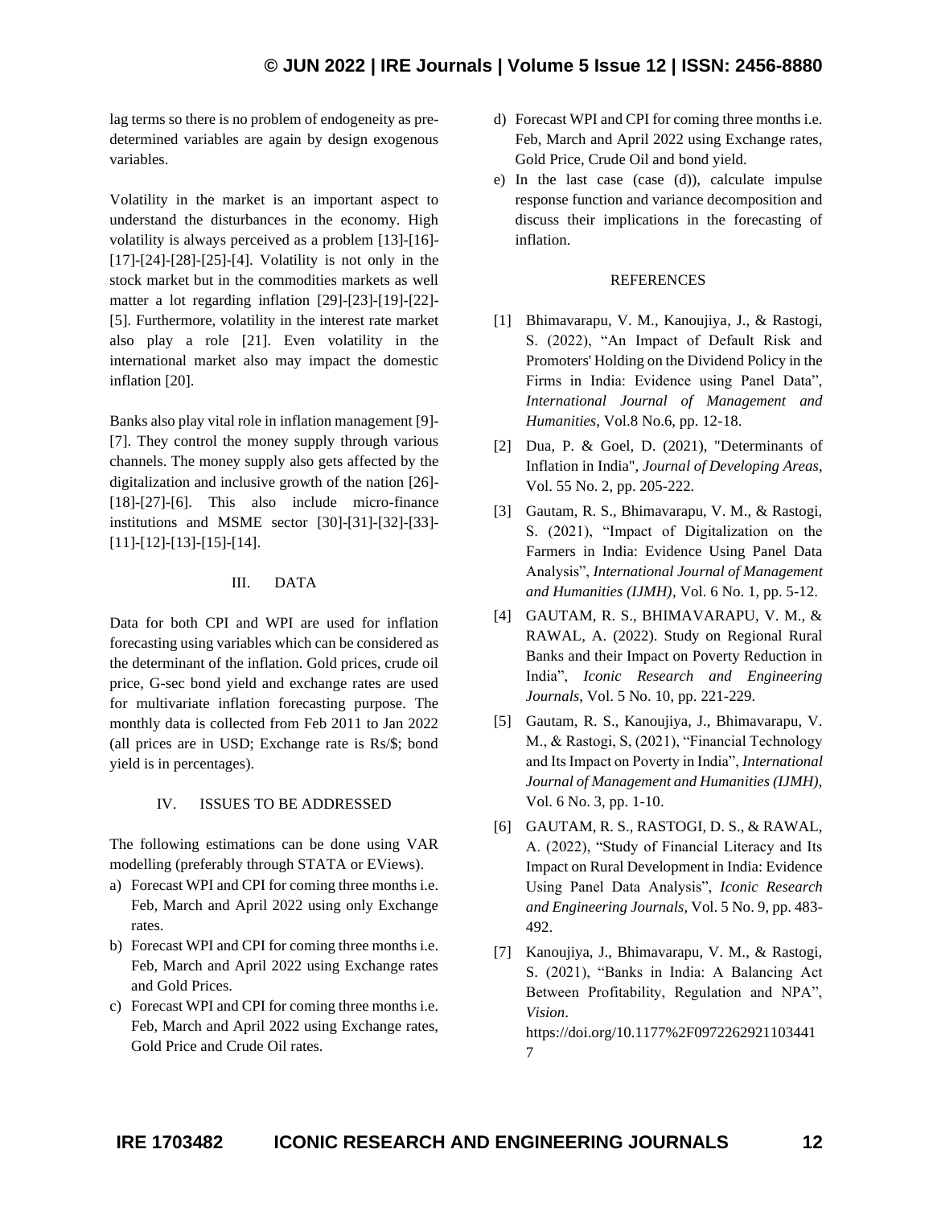lag terms so there is no problem of endogeneity as pre-determined variables are again by design exogenous variables.

Volatility in the market is an important aspect to understand the disturbances in the economy. High volatility is always perceived as a problem [13]-[16]-[17]-[24]-[28]-[25]-[4]. Volatility is not only in the stock market but in the commodities markets as well matter a lot regarding inflation [29]-[23]-[19]-[22]-[5]. Furthermore, volatility in the interest rate market also play a role [21]. Even volatility in the international market also may impact the domestic inflation [20].

Banks also play vital role in inflation management [9]-[7]. They control the money supply through various channels. The money supply also gets affected by the digitalization and inclusive growth of the nation [26]-[18]-[27]-[6]. This also include micro-finance institutions and MSME sector [30]-[31]-[32]-[33]-[11]-[12]-[13]-[15]-[14].

## III. DATA

Data for both CPI and WPI are used for inflation forecasting using variables which can be considered as the determinant of the inflation. Gold prices, crude oil price, G-sec bond yield and exchange rates are used for multivariate inflation forecasting purpose. The monthly data is collected from Feb 2011 to Jan 2022 (all prices are in USD; Exchange rate is Rs/$; bond yield is in percentages).

## IV. ISSUES TO BE ADDRESSED

The following estimations can be done using VAR modelling (preferably through STATA or EViews).

a) Forecast WPI and CPI for coming three months i.e. Feb, March and April 2022 using only Exchange rates.
b) Forecast WPI and CPI for coming three months i.e. Feb, March and April 2022 using Exchange rates and Gold Prices.
c) Forecast WPI and CPI for coming three months i.e. Feb, March and April 2022 using Exchange rates, Gold Price and Crude Oil rates.
d) Forecast WPI and CPI for coming three months i.e. Feb, March and April 2022 using Exchange rates, Gold Price, Crude Oil and bond yield.
e) In the last case (case (d)), calculate impulse response function and variance decomposition and discuss their implications in the forecasting of inflation.

## REFERENCES

[1] Bhimavarapu, V. M., Kanoujiya, J., & Rastogi, S. (2022), "An Impact of Default Risk and Promoters' Holding on the Dividend Policy in the Firms in India: Evidence using Panel Data", *International Journal of Management and Humanities*, Vol.8 No.6, pp. 12-18.

[2] Dua, P. & Goel, D. (2021), "Determinants of Inflation in India", *Journal of Developing Areas*, Vol. 55 No. 2, pp. 205-222.

[3] Gautam, R. S., Bhimavarapu, V. M., & Rastogi, S. (2021), "Impact of Digitalization on the Farmers in India: Evidence Using Panel Data Analysis", *International Journal of Management and Humanities (IJMH)*, Vol. 6 No. 1, pp. 5-12.

[4] GAUTAM, R. S., BHIMAVARAPU, V. M., & RAWAL, A. (2022). Study on Regional Rural Banks and their Impact on Poverty Reduction in India", *Iconic Research and Engineering Journals*, Vol. 5 No. 10, pp. 221-229.

[5] Gautam, R. S., Kanoujiya, J., Bhimavarapu, V. M., & Rastogi, S, (2021), "Financial Technology and Its Impact on Poverty in India", *International Journal of Management and Humanities (IJMH)*, Vol. 6 No. 3, pp. 1-10.

[6] GAUTAM, R. S., RASTOGI, D. S., & RAWAL, A. (2022), "Study of Financial Literacy and Its Impact on Rural Development in India: Evidence Using Panel Data Analysis", *Iconic Research and Engineering Journals*, Vol. 5 No. 9, pp. 483-492.

[7] Kanoujiya, J., Bhimavarapu, V. M., & Rastogi, S. (2021), "Banks in India: A Balancing Act Between Profitability, Regulation and NPA", *Vision*. https://doi.org/10.1177%2F09722629211034417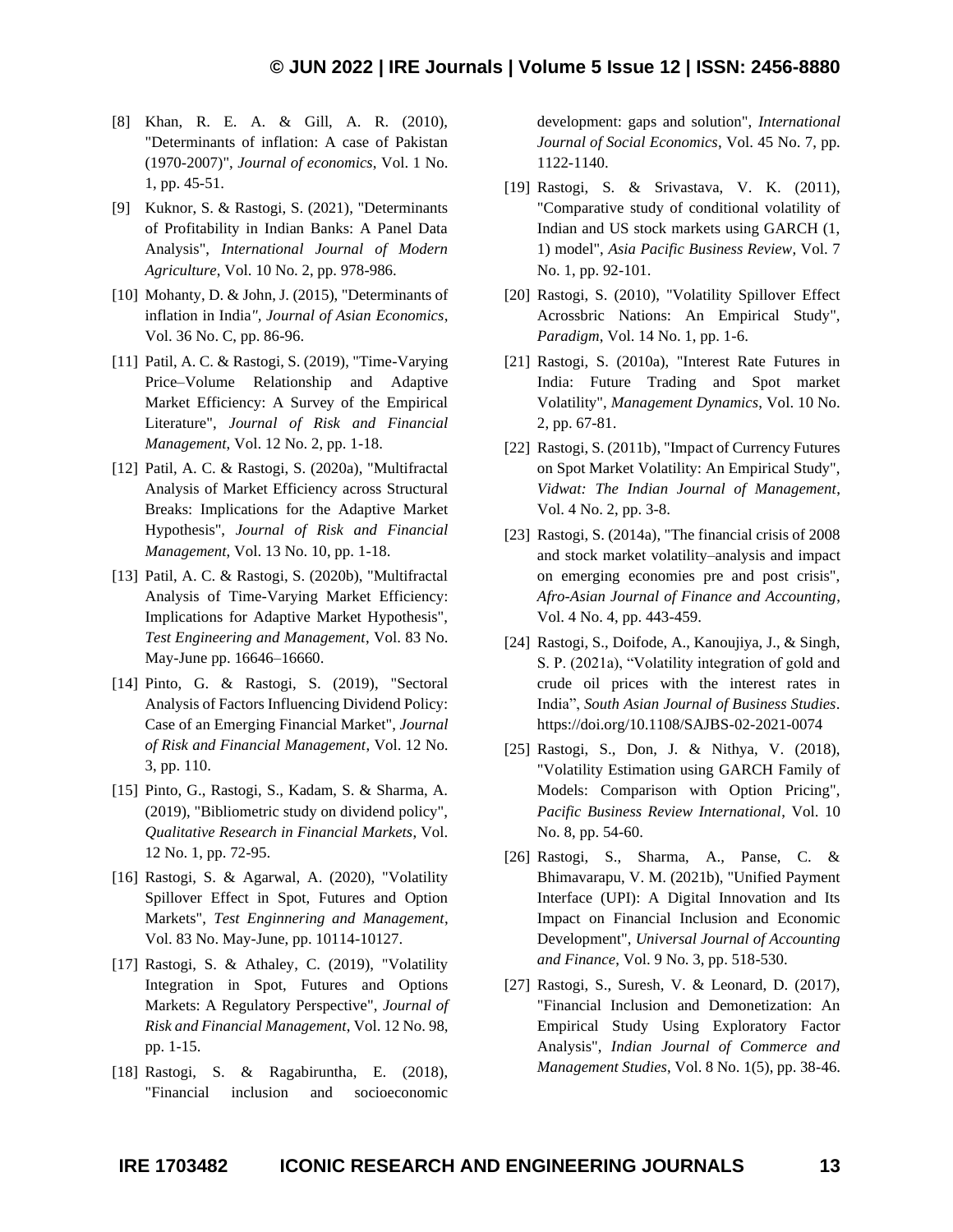[8] Khan, R. E. A. & Gill, A. R. (2010), "Determinants of inflation: A case of Pakistan (1970-2007)", *Journal of economics*, Vol. 1 No. 1, pp. 45-51.

[9] Kuknor, S. & Rastogi, S. (2021), "Determinants of Profitability in Indian Banks: A Panel Data Analysis", *International Journal of Modern Agriculture*, Vol. 10 No. 2, pp. 978-986.

[10] Mohanty, D. & John, J. (2015), "Determinants of inflation in India*"*, *Journal of Asian Economics*, Vol. 36 No. C, pp. 86-96.

[11] Patil, A. C. & Rastogi, S. (2019), "Time-Varying Price–Volume Relationship and Adaptive Market Efficiency: A Survey of the Empirical Literature", *Journal of Risk and Financial Management*, Vol. 12 No. 2, pp. 1-18.

[12] Patil, A. C. & Rastogi, S. (2020a), "Multifractal Analysis of Market Efficiency across Structural Breaks: Implications for the Adaptive Market Hypothesis", *Journal of Risk and Financial Management*, Vol. 13 No. 10, pp. 1-18.

[13] Patil, A. C. & Rastogi, S. (2020b), "Multifractal Analysis of Time-Varying Market Efficiency: Implications for Adaptive Market Hypothesis", *Test Engineering and Management*, Vol. 83 No. May-June pp. 16646–16660.

[14] Pinto, G. & Rastogi, S. (2019), "Sectoral Analysis of Factors Influencing Dividend Policy: Case of an Emerging Financial Market", *Journal of Risk and Financial Management*, Vol. 12 No. 3, pp. 110.

[15] Pinto, G., Rastogi, S., Kadam, S. & Sharma, A. (2019), "Bibliometric study on dividend policy", *Qualitative Research in Financial Markets*, Vol. 12 No. 1, pp. 72-95.

[16] Rastogi, S. & Agarwal, A. (2020), "Volatility Spillover Effect in Spot, Futures and Option Markets", *Test Enginnering and Management*, Vol. 83 No. May-June, pp. 10114-10127.

[17] Rastogi, S. & Athaley, C. (2019), "Volatility Integration in Spot, Futures and Options Markets: A Regulatory Perspective", *Journal of Risk and Financial Management*, Vol. 12 No. 98, pp. 1-15.

[18] Rastogi, S. & Ragabiruntha, E. (2018), "Financial inclusion and socioeconomic development: gaps and solution", *International Journal of Social Economics*, Vol. 45 No. 7, pp. 1122-1140.

[19] Rastogi, S. & Srivastava, V. K. (2011), "Comparative study of conditional volatility of Indian and US stock markets using GARCH (1, 1) model", *Asia Pacific Business Review*, Vol. 7 No. 1, pp. 92-101.

[20] Rastogi, S. (2010), "Volatility Spillover Effect Acrossbric Nations: An Empirical Study", *Paradigm*, Vol. 14 No. 1, pp. 1-6.

[21] Rastogi, S. (2010a), "Interest Rate Futures in India: Future Trading and Spot market Volatility", *Management Dynamics*, Vol. 10 No. 2, pp. 67-81.

[22] Rastogi, S. (2011b), "Impact of Currency Futures on Spot Market Volatility: An Empirical Study", *Vidwat: The Indian Journal of Management*, Vol. 4 No. 2, pp. 3-8.

[23] Rastogi, S. (2014a), "The financial crisis of 2008 and stock market volatility–analysis and impact on emerging economies pre and post crisis", *Afro-Asian Journal of Finance and Accounting*, Vol. 4 No. 4, pp. 443-459.

[24] Rastogi, S., Doifode, A., Kanoujiya, J., & Singh, S. P. (2021a), "Volatility integration of gold and crude oil prices with the interest rates in India", *South Asian Journal of Business Studies*. https://doi.org/10.1108/SAJBS-02-2021-0074

[25] Rastogi, S., Don, J. & Nithya, V. (2018), "Volatility Estimation using GARCH Family of Models: Comparison with Option Pricing", *Pacific Business Review International*, Vol. 10 No. 8, pp. 54-60.

[26] Rastogi, S., Sharma, A., Panse, C. & Bhimavarapu, V. M. (2021b), "Unified Payment Interface (UPI): A Digital Innovation and Its Impact on Financial Inclusion and Economic Development", *Universal Journal of Accounting and Finance*, Vol. 9 No. 3, pp. 518-530.

[27] Rastogi, S., Suresh, V. & Leonard, D. (2017), "Financial Inclusion and Demonetization: An Empirical Study Using Exploratory Factor Analysis", *Indian Journal of Commerce and Management Studies*, Vol. 8 No. 1(5), pp. 38-46.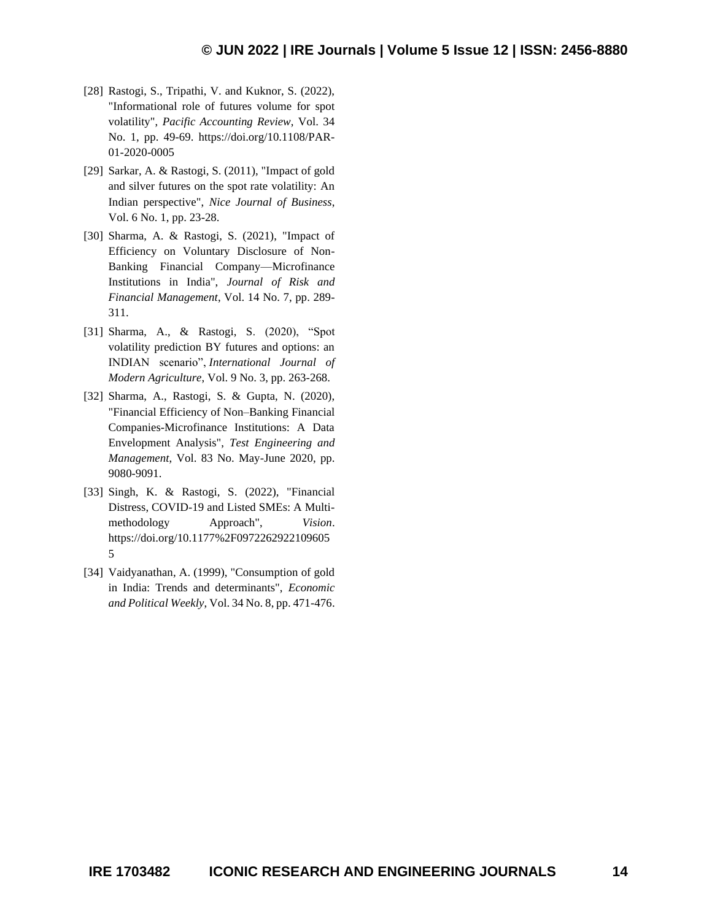[28] Rastogi, S., Tripathi, V. and Kuknor, S. (2022), "Informational role of futures volume for spot volatility", *Pacific Accounting Review*, Vol. 34 No. 1, pp. 49-69. https://doi.org/10.1108/PAR-01-2020-0005

[29] Sarkar, A. & Rastogi, S. (2011), "Impact of gold and silver futures on the spot rate volatility: An Indian perspective", *Nice Journal of Business*, Vol. 6 No. 1, pp. 23-28.

[30] Sharma, A. & Rastogi, S. (2021), "Impact of Efficiency on Voluntary Disclosure of Non-Banking Financial Company—Microfinance Institutions in India", *Journal of Risk and Financial Management*, Vol. 14 No. 7, pp. 289-311.

[31] Sharma, A., & Rastogi, S. (2020), “Spot volatility prediction BY futures and options: an INDIAN scenario”, *International Journal of Modern Agriculture*, Vol. 9 No. 3, pp. 263-268.

[32] Sharma, A., Rastogi, S. & Gupta, N. (2020), "Financial Efficiency of Non–Banking Financial Companies-Microfinance Institutions: A Data Envelopment Analysis", *Test Engineering and Management*, Vol. 83 No. May-June 2020, pp. 9080-9091.

[33] Singh, K. & Rastogi, S. (2022), "Financial Distress, COVID-19 and Listed SMEs: A Multi-methodology Approach", *Vision*. https://doi.org/10.1177%2F09722629221096055

[34] Vaidyanathan, A. (1999), "Consumption of gold in India: Trends and determinants", *Economic and Political Weekly*, Vol. 34 No. 8, pp. 471-476.